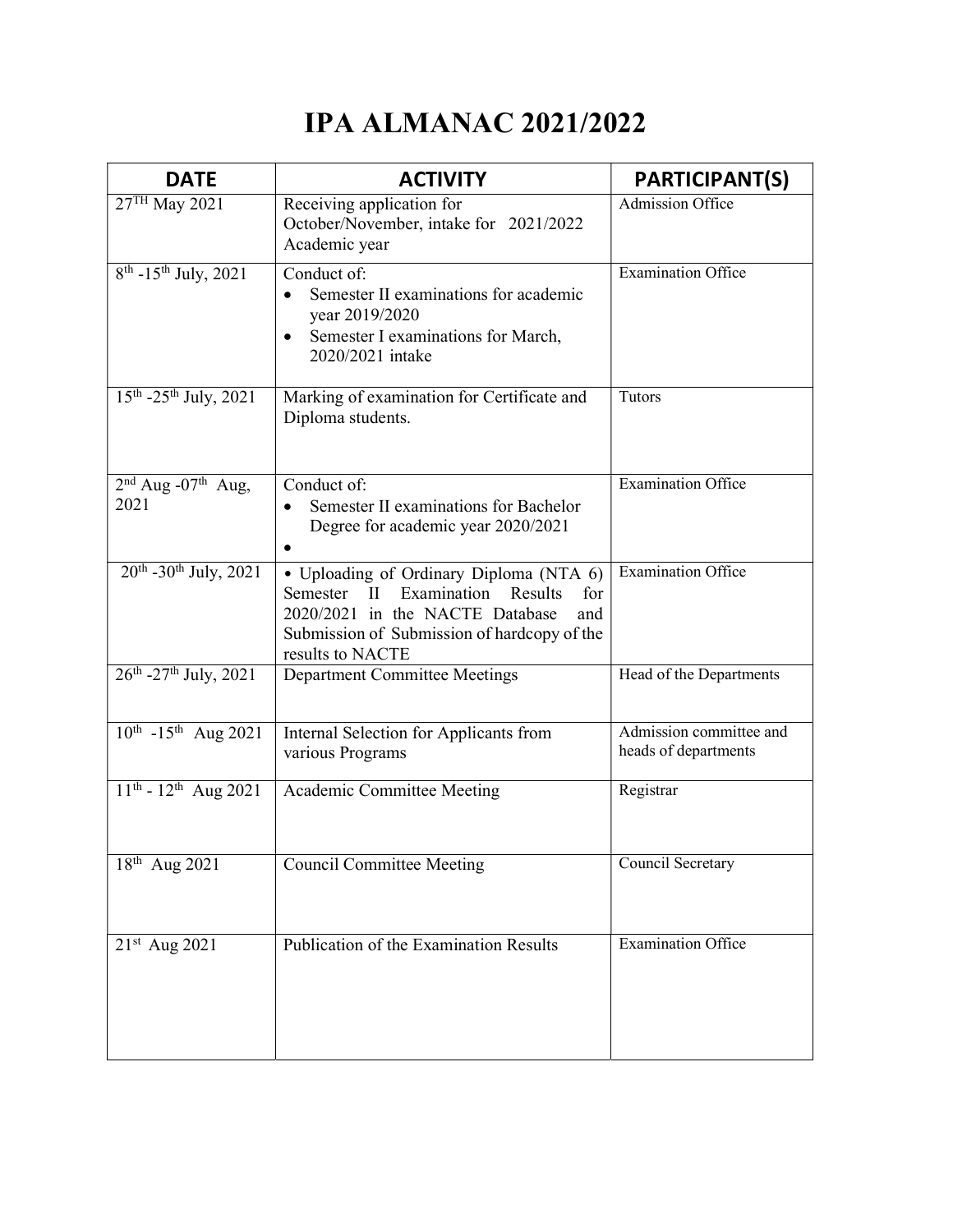# IPA ALMANAC 2021/2022

| DATE | ACTIVITY | PARTICIPANT(S) |
|---|---|---|
| 27TH May 2021 | Receiving application for October/November, intake for 2021/2022 Academic year | Admission Office |
| 8th -15th July, 2021 | Conduct of:<br>• Semester II examinations for academic year 2019/2020<br>• Semester I examinations for March, 2020/2021 intake | Examination Office |
| 15th -25th July, 2021 | Marking of examination for Certificate and Diploma students. | Tutors |
| 2nd Aug -07th Aug, 2021 | Conduct of:<br>• Semester II examinations for Bachelor Degree for academic year 2020/2021<br>• | Examination Office |
| 20th -30th July, 2021 | • Uploading of Ordinary Diploma (NTA 6) Semester II Examination Results for 2020/2021 in the NACTE Database and Submission of Submission of hardcopy of the results to NACTE | Examination Office |
| 26th -27th July, 2021 | Department Committee Meetings | Head of the Departments |
| 10th -15th Aug 2021 | Internal Selection for Applicants from various Programs | Admission committee and heads of departments |
| 11th - 12th Aug 2021 | Academic Committee Meeting | Registrar |
| 18th Aug 2021 | Council Committee Meeting | Council Secretary |
| 21st Aug 2021 | Publication of the Examination Results | Examination Office |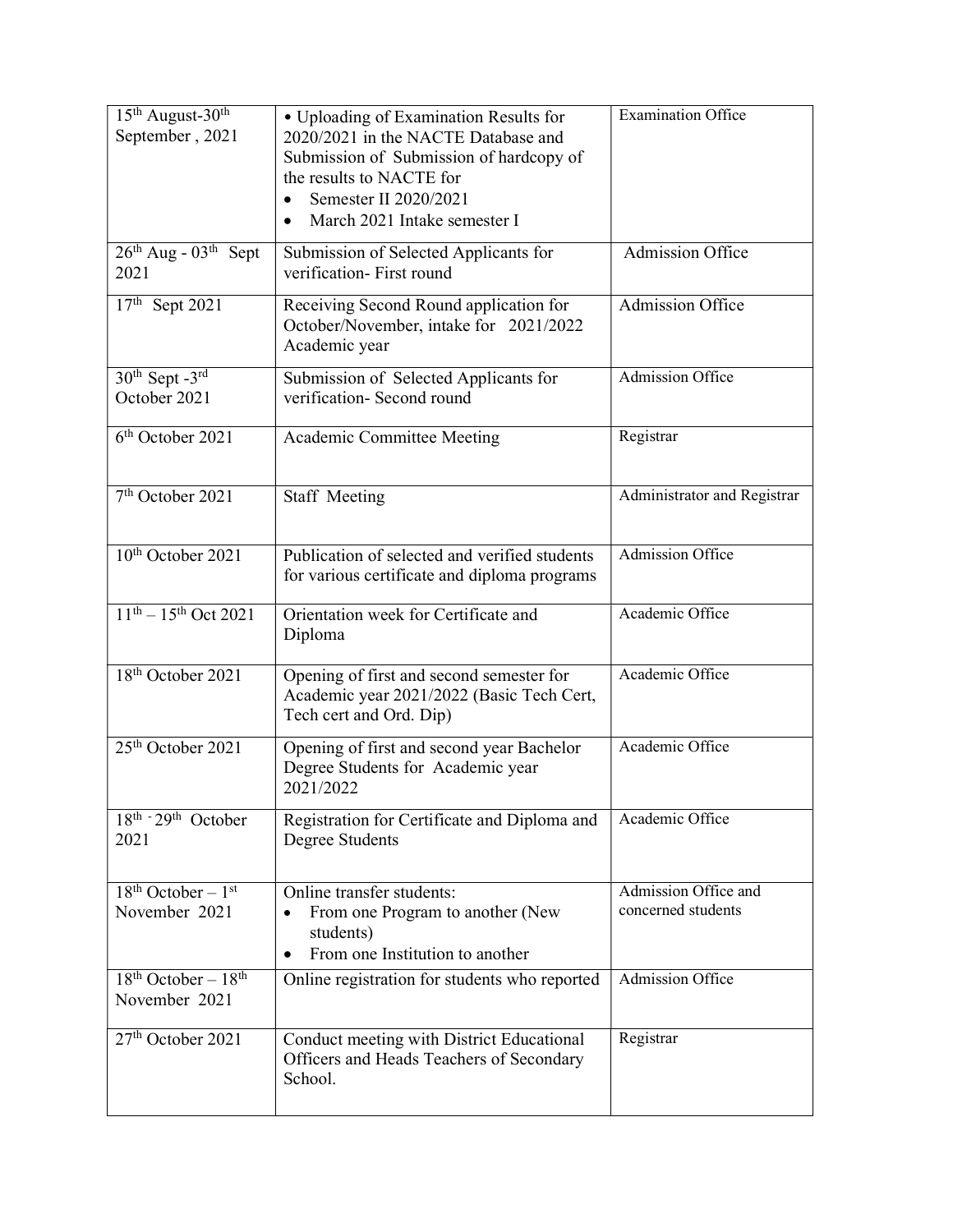| | | |
|---|---|---|
| 15th August-30th September , 2021 | • Uploading of Examination Results for 2020/2021 in the NACTE Database and Submission of Submission of hardcopy of the results to NACTE for<br>• Semester II 2020/2021<br>• March 2021 Intake semester I | Examination Office |
| 26th Aug - 03th Sept 2021 | Submission of Selected Applicants for verification- First round | Admission Office |
| 17th Sept 2021 | Receiving Second Round application for October/November, intake for 2021/2022 Academic year | Admission Office |
| 30th Sept -3rd October 2021 | Submission of Selected Applicants for verification- Second round | Admission Office |
| 6th October 2021 | Academic Committee Meeting | Registrar |
| 7th October 2021 | Staff Meeting | Administrator and Registrar |
| 10th October 2021 | Publication of selected and verified students for various certificate and diploma programs | Admission Office |
| 11th – 15th Oct 2021 | Orientation week for Certificate and Diploma | Academic Office |
| 18th October 2021 | Opening of first and second semester for Academic year 2021/2022 (Basic Tech Cert, Tech cert and Ord. Dip) | Academic Office |
| 25th October 2021 | Opening of first and second year Bachelor Degree Students for Academic year 2021/2022 | Academic Office |
| 18th - 29th October 2021 | Registration for Certificate and Diploma and Degree Students | Academic Office |
| 18th October – 1st November 2021 | Online transfer students:<br>• From one Program to another (New students)<br>• From one Institution to another | Admission Office and concerned students |
| 18th October – 18th November 2021 | Online registration for students who reported | Admission Office |
| 27th October 2021 | Conduct meeting with District Educational Officers and Heads Teachers of Secondary School. | Registrar |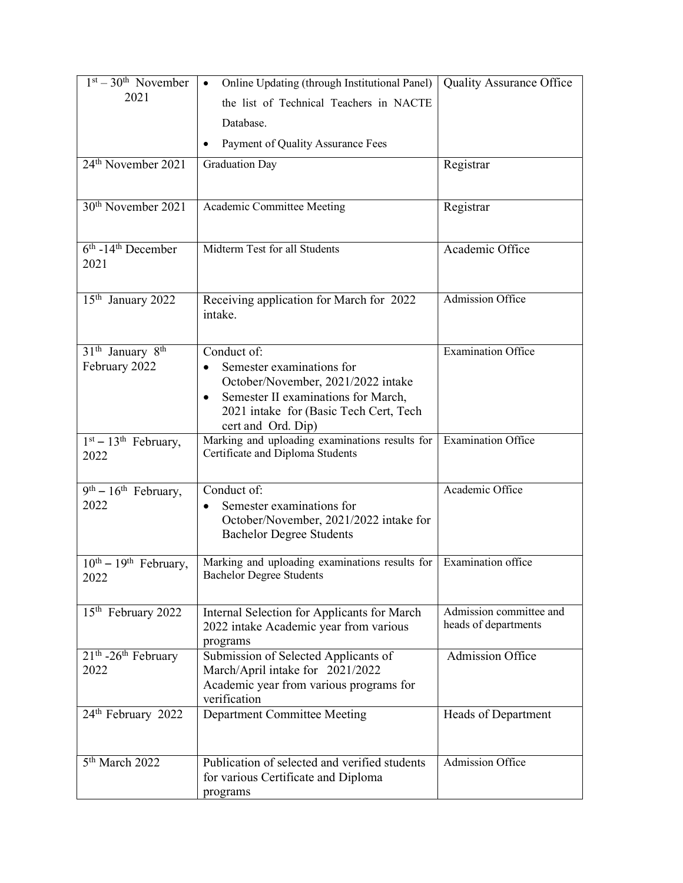| $1^{st}$ – $30^{th}$ November 2021 | • Online Updating (through Institutional Panel) the list of Technical Teachers in NACTE Database.<br>• Payment of Quality Assurance Fees | Quality Assurance Office |
|---|---|---|
| $24^{th}$ November 2021 | Graduation Day | Registrar |
| $30^{th}$ November 2021 | Academic Committee Meeting | Registrar |
| $6^{th}$ -$14^{th}$ December 2021 | Midterm Test for all Students | Academic Office |
| $15^{th}$ January 2022 | Receiving application for March for 2022 intake. | Admission Office |
| $31^{th}$ January $8^{th}$ February 2022 | Conduct of:<br>• Semester examinations for October/November, 2021/2022 intake<br>• Semester II examinations for March, 2021 intake for (Basic Tech Cert, Tech cert and Ord. Dip) | Examination Office |
| $1^{st}$ – $13^{th}$ February, 2022 | Marking and uploading examinations results for Certificate and Diploma Students | Examination Office |
| $9^{th}$ – $16^{th}$ February, 2022 | Conduct of:<br>• Semester examinations for October/November, 2021/2022 intake for Bachelor Degree Students | Academic Office |
| $10^{th}$ – $19^{th}$ February, 2022 | Marking and uploading examinations results for Bachelor Degree Students | Examination office |
| $15^{th}$ February 2022 | Internal Selection for Applicants for March 2022 intake Academic year from various programs | Admission committee and heads of departments |
| $21^{th}$ -$26^{th}$ February 2022 | Submission of Selected Applicants of March/April intake for 2021/2022 Academic year from various programs for verification | Admission Office |
| $24^{th}$ February 2022 | Department Committee Meeting | Heads of Department |
| $5^{th}$ March 2022 | Publication of selected and verified students for various Certificate and Diploma programs | Admission Office |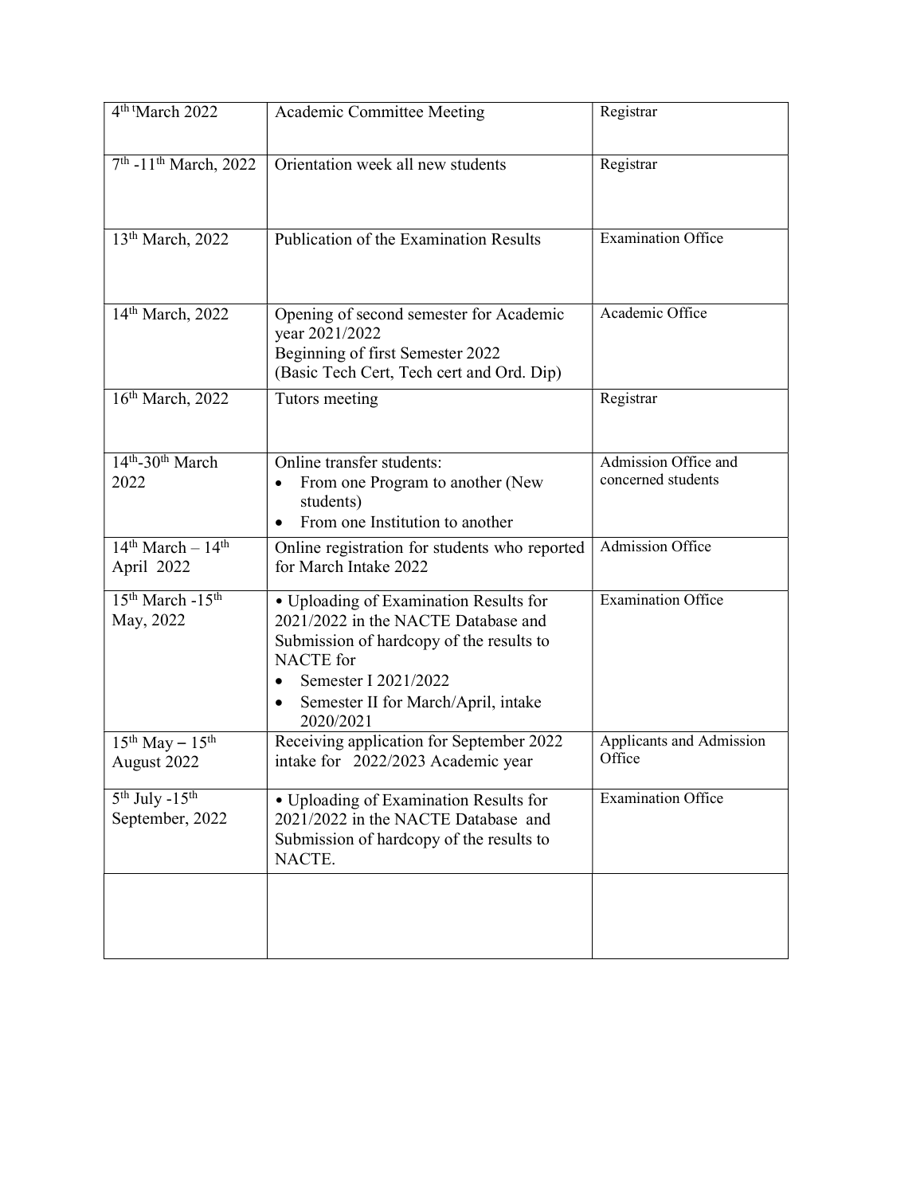| | | |
|---|---|---|
| 4th tMarch 2022 | Academic Committee Meeting | Registrar |
| 7th -11th March, 2022 | Orientation week all new students | Registrar |
| 13th March, 2022 | Publication of the Examination Results | Examination Office |
| 14th March, 2022 | Opening of second semester for Academic year 2021/2022<br>Beginning of first Semester 2022<br>(Basic Tech Cert, Tech cert and Ord. Dip) | Academic Office |
| 16th March, 2022 | Tutors meeting | Registrar |
| 14th-30th March 2022 | Online transfer students:<br>• From one Program to another (New students)<br>• From one Institution to another | Admission Office and concerned students |
| 14th March – 14th April 2022 | Online registration for students who reported for March Intake 2022 | Admission Office |
| 15th March -15th May, 2022 | • Uploading of Examination Results for 2021/2022 in the NACTE Database and Submission of hardcopy of the results to NACTE for<br>• Semester I 2021/2022<br>• Semester II for March/April, intake 2020/2021 | Examination Office |
| 15th May – 15th August 2022 | Receiving application for September 2022 intake for 2022/2023 Academic year | Applicants and Admission Office |
| 5th July -15th September, 2022 | • Uploading of Examination Results for 2021/2022 in the NACTE Database and Submission of hardcopy of the results to NACTE. | Examination Office |
| | | |